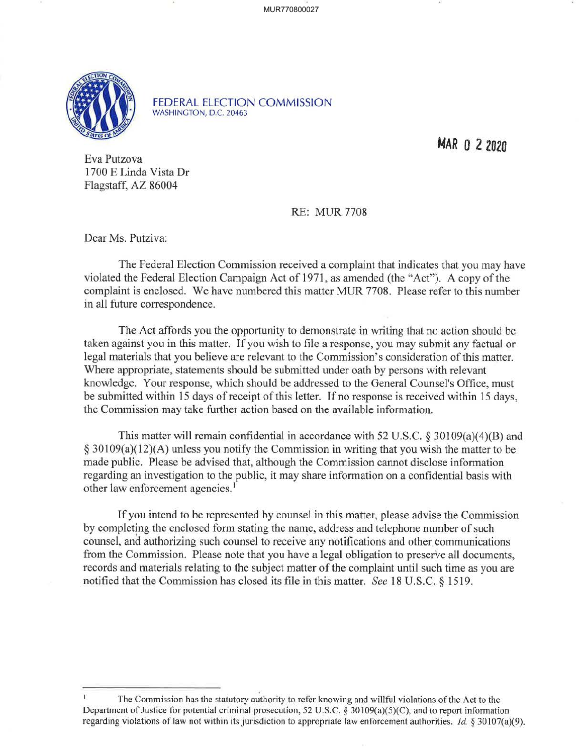FEDERAL ELECTION COMMISSION
WASHINGTON, D.C. 20463

MAR 0 2 2020

Eva Putzova
1700 E Linda Vista Dr
Flagstaff, AZ 86004

RE: MUR 7708

Dear Ms. Putziva:

The Federal Election Commission received a complaint that indicates that you may have violated the Federal Election Campaign Act of 1971, as amended (the "Act"). A copy of the complaint is enclosed. We have numbered this matter MUR 7708. Please refer to this number in all future correspondence.

The Act affords you the opportunity to demonstrate in writing that no action should be taken against you in this matter. If you wish to file a response, you may submit any factual or legal materials that you believe are relevant to the Commission's consideration of this matter. Where appropriate, statements should be submitted under oath by persons with relevant knowledge. Your response, which should be addressed to the General Counsel's Office, must be submitted within 15 days of receipt of this letter. If no response is received within 15 days, the Commission may take further action based on the available information.

This matter will remain confidential in accordance with 52 U.S.C. § 30109(a)(4)(B) and § 30109(a)(12)(A) unless you notify the Commission in writing that you wish the matter to be made public. Please be advised that, although the Commission cannot disclose information regarding an investigation to the public, it may share information on a confidential basis with other law enforcement agencies.[1]

If you intend to be represented by counsel in this matter, please advise the Commission by completing the enclosed form stating the name, address and telephone number of such counsel, and authorizing such counsel to receive any notifications and other communications from the Commission. Please note that you have a legal obligation to preserve all documents, records and materials relating to the subject matter of the complaint until such time as you are notified that the Commission has closed its file in this matter. *See* 18 U.S.C. § 1519.

---

[1] The Commission has the statutory authority to refer knowing and willful violations of the Act to the Department of Justice for potential criminal prosecution, 52 U.S.C. § 30109(a)(5)(C), and to report information regarding violations of law not within its jurisdiction to appropriate law enforcement authorities. *Id.* § 30107(a)(9).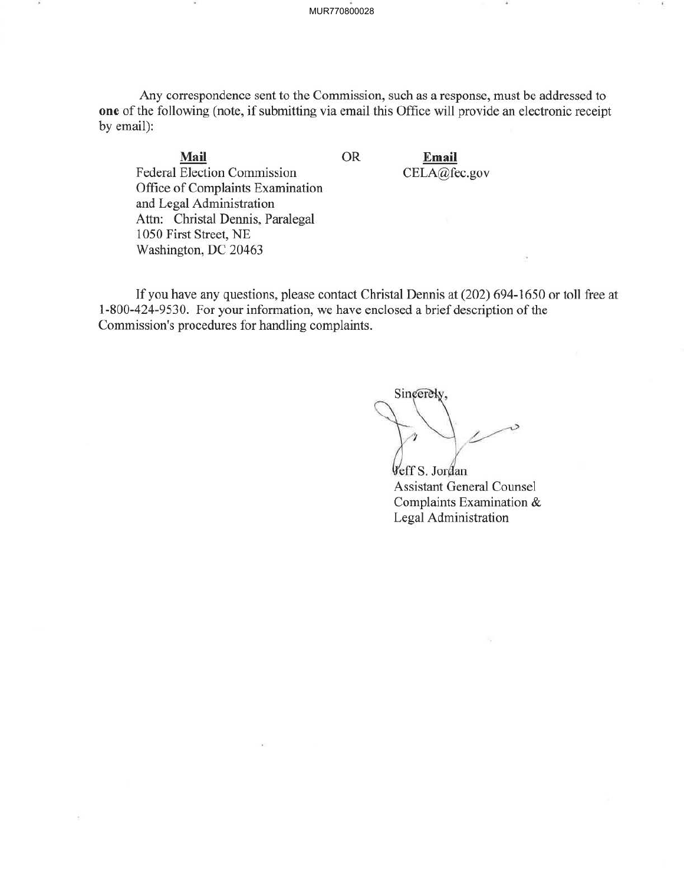Any correspondence sent to the Commission, such as a response, must be addressed to **one** of the following (note, if submitting via email this Office will provide an electronic receipt by email):

| **Mail** | OR | **Email** |
|---|---|---|
| Federal Election Commission<br>Office of Complaints Examination and Legal Administration<br>Attn: Christal Dennis, Paralegal<br>1050 First Street, NE<br>Washington, DC 20463 | | CELA@fec.gov |

If you have any questions, please contact Christal Dennis at (202) 694-1650 or toll free at 1-800-424-9530. For your information, we have enclosed a brief description of the Commission's procedures for handling complaints.

Sincerely,

Jeff S. Jordan
Assistant General Counsel
Complaints Examination &
Legal Administration